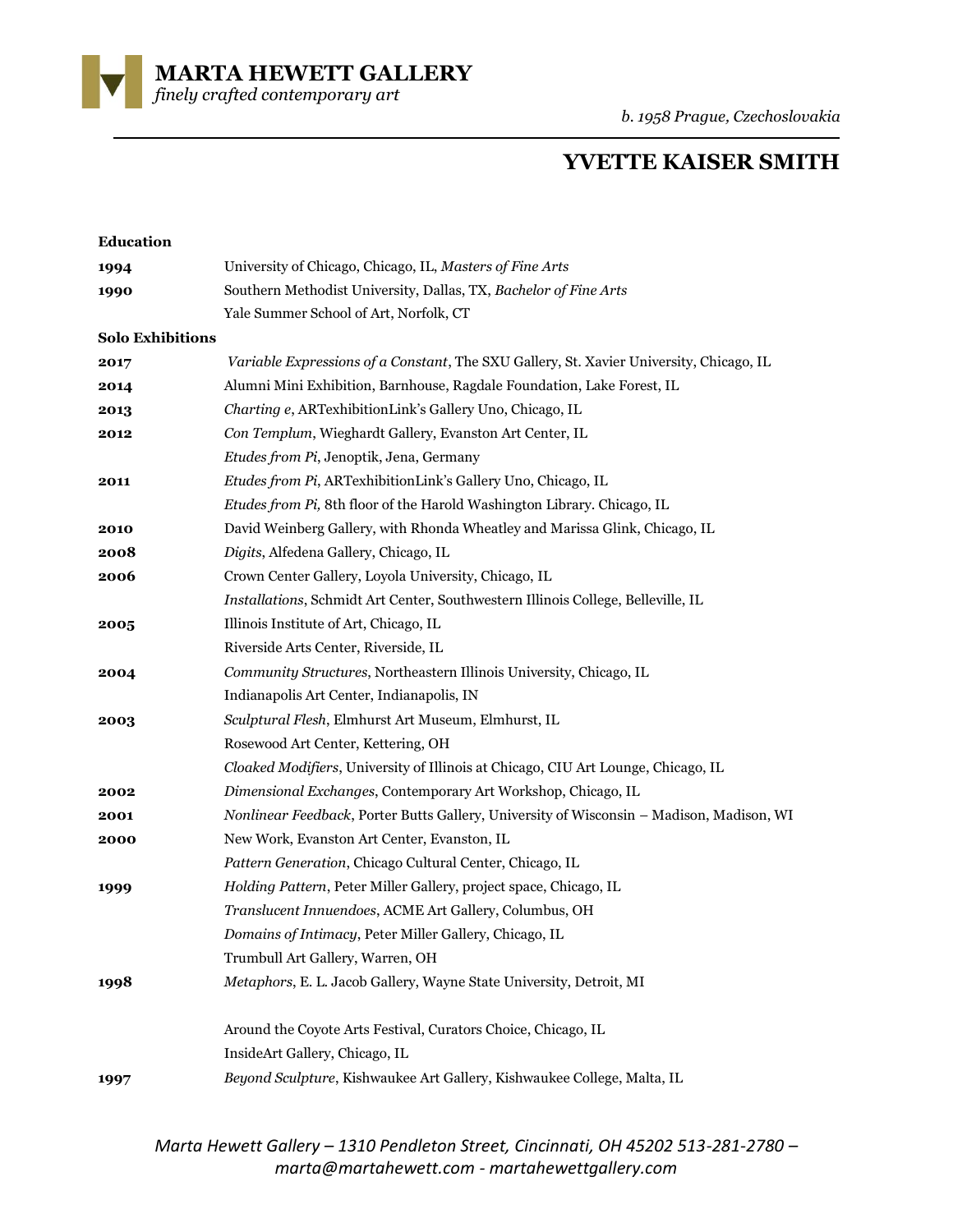# MARTA HEWETT GALLERY

*finely crafted contemporary art*

*b. 1958 Prague, Czechoslovakia*

## YVETTE KAISER SMITH

**Education**

| | |
|---|---|
| **1994** | University of Chicago, Chicago, IL, *Masters of Fine Arts* |
| **1990** | Southern Methodist University, Dallas, TX, *Bachelor of Fine Arts* |
| | Yale Summer School of Art, Norfolk, CT |

**Solo Exhibitions**

| | |
|---|---|
| **2017** | *Variable Expressions of a Constant*, The SXU Gallery, St. Xavier University, Chicago, IL |
| **2014** | Alumni Mini Exhibition, Barnhouse, Ragdale Foundation, Lake Forest, IL |
| **2013** | *Charting e*, ARTexhibitionLink's Gallery Uno, Chicago, IL |
| **2012** | *Con Templum*, Wieghardt Gallery, Evanston Art Center, IL |
| | *Etudes from Pi*, Jenoptik, Jena, Germany |
| **2011** | *Etudes from Pi*, ARTexhibitionLink's Gallery Uno, Chicago, IL |
| | *Etudes from Pi,* 8th floor of the Harold Washington Library. Chicago, IL |
| **2010** | David Weinberg Gallery, with Rhonda Wheatley and Marissa Glink, Chicago, IL |
| **2008** | *Digits*, Alfedena Gallery, Chicago, IL |
| **2006** | Crown Center Gallery, Loyola University, Chicago, IL |
| | *Installations*, Schmidt Art Center, Southwestern Illinois College, Belleville, IL |
| **2005** | Illinois Institute of Art, Chicago, IL |
| | Riverside Arts Center, Riverside, IL |
| **2004** | *Community Structures*, Northeastern Illinois University, Chicago, IL |
| | Indianapolis Art Center, Indianapolis, IN |
| **2003** | *Sculptural Flesh*, Elmhurst Art Museum, Elmhurst, IL |
| | Rosewood Art Center, Kettering, OH |
| | *Cloaked Modifiers*, University of Illinois at Chicago, CIU Art Lounge, Chicago, IL |
| **2002** | *Dimensional Exchanges*, Contemporary Art Workshop, Chicago, IL |
| **2001** | *Nonlinear Feedback*, Porter Butts Gallery, University of Wisconsin – Madison, Madison, WI |
| **2000** | New Work, Evanston Art Center, Evanston, IL |
| | *Pattern Generation*, Chicago Cultural Center, Chicago, IL |
| **1999** | *Holding Pattern*, Peter Miller Gallery, project space, Chicago, IL |
| | *Translucent Innuendoes*, ACME Art Gallery, Columbus, OH |
| | *Domains of Intimacy*, Peter Miller Gallery, Chicago, IL |
| | Trumbull Art Gallery, Warren, OH |
| **1998** | *Metaphors*, E. L. Jacob Gallery, Wayne State University, Detroit, MI |
| | Around the Coyote Arts Festival, Curators Choice, Chicago, IL |
| | InsideArt Gallery, Chicago, IL |
| **1997** | *Beyond Sculpture*, Kishwaukee Art Gallery, Kishwaukee College, Malta, IL |

*Marta Hewett Gallery – 1310 Pendleton Street, Cincinnati, OH 45202 513-281-2780 – marta@martahewett.com - martahewettgallery.com*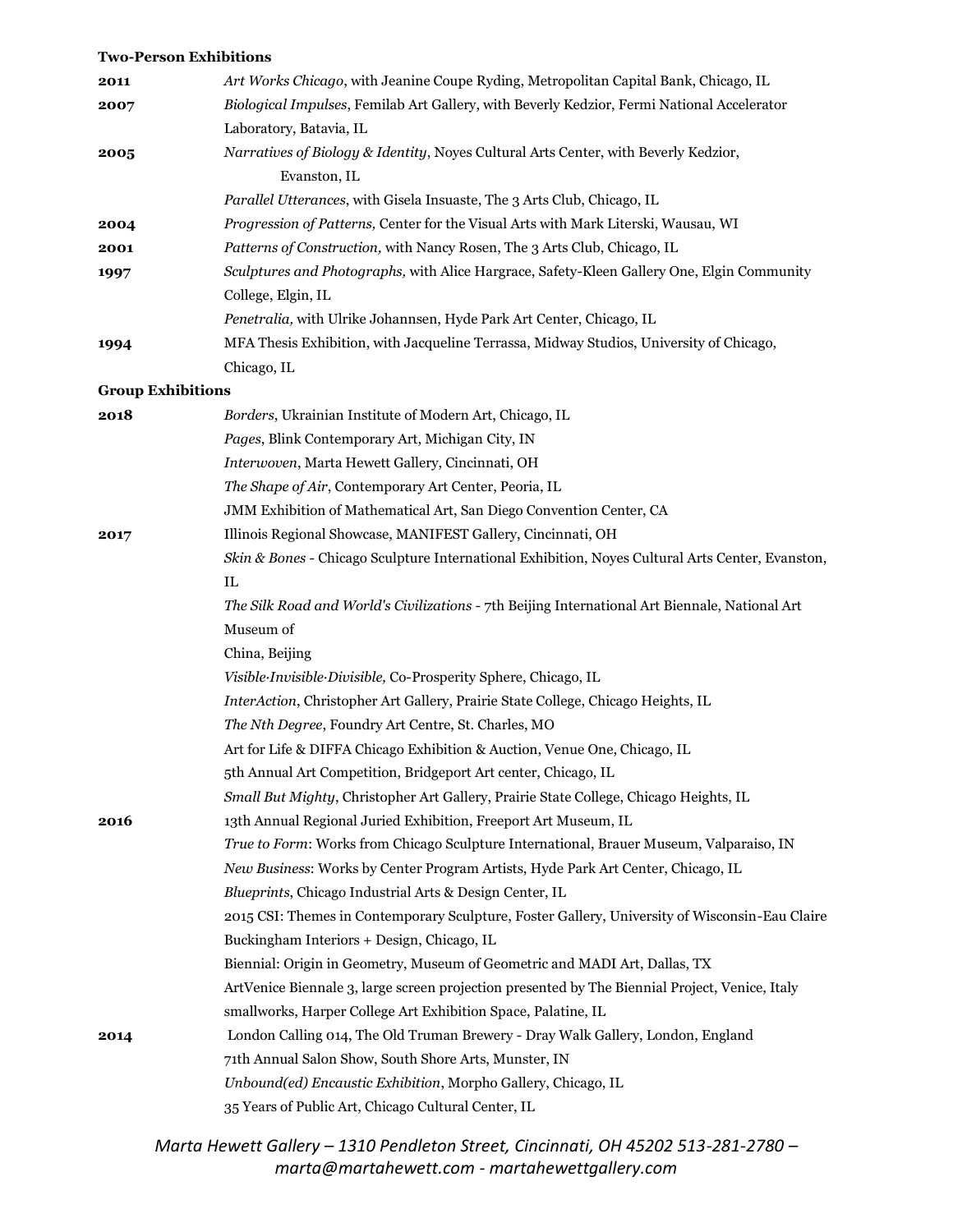**Two-Person Exhibitions**

| | |
|---|---|
| **2011** | *Art Works Chicago*, with Jeanine Coupe Ryding, Metropolitan Capital Bank, Chicago, IL |
| **2007** | *Biological Impulses*, Femilab Art Gallery, with Beverly Kedzior, Fermi National Accelerator Laboratory, Batavia, IL |
| **2005** | *Narratives of Biology & Identity*, Noyes Cultural Arts Center, with Beverly Kedzior, Evanston, IL |
| | *Parallel Utterances*, with Gisela Insuaste, The 3 Arts Club, Chicago, IL |
| **2004** | *Progression of Patterns,* Center for the Visual Arts with Mark Literski, Wausau, WI |
| **2001** | *Patterns of Construction,* with Nancy Rosen, The 3 Arts Club, Chicago, IL |
| **1997** | *Sculptures and Photographs,* with Alice Hargrace, Safety-Kleen Gallery One, Elgin Community College, Elgin, IL |
| | *Penetralia,* with Ulrike Johannsen, Hyde Park Art Center, Chicago, IL |
| **1994** | MFA Thesis Exhibition, with Jacqueline Terrassa, Midway Studios, University of Chicago, Chicago, IL |

**Group Exhibitions**

| | |
|---|---|
| **2018** | *Borders*, Ukrainian Institute of Modern Art, Chicago, IL |
| | *Pages*, Blink Contemporary Art, Michigan City, IN |
| | *Interwoven*, Marta Hewett Gallery, Cincinnati, OH |
| | *The Shape of Air*, Contemporary Art Center, Peoria, IL |
| | JMM Exhibition of Mathematical Art, San Diego Convention Center, CA |
| **2017** | Illinois Regional Showcase, MANIFEST Gallery, Cincinnati, OH |
| | *Skin & Bones* - Chicago Sculpture International Exhibition, Noyes Cultural Arts Center, Evanston, IL |
| | *The Silk Road and World's Civilizations* - 7th Beijing International Art Biennale, National Art Museum of China, Beijing |
| | *Visible·Invisible·Divisible,* Co-Prosperity Sphere, Chicago, IL |
| | *InterAction*, Christopher Art Gallery, Prairie State College, Chicago Heights, IL |
| | *The Nth Degree*, Foundry Art Centre, St. Charles, MO |
| | Art for Life & DIFFA Chicago Exhibition & Auction, Venue One, Chicago, IL |
| | 5th Annual Art Competition, Bridgeport Art center, Chicago, IL |
| | *Small But Mighty*, Christopher Art Gallery, Prairie State College, Chicago Heights, IL |
| **2016** | 13th Annual Regional Juried Exhibition, Freeport Art Museum, IL |
| | *True to Form*: Works from Chicago Sculpture International, Brauer Museum, Valparaiso, IN |
| | *New Business*: Works by Center Program Artists, Hyde Park Art Center, Chicago, IL |
| | *Blueprints*, Chicago Industrial Arts & Design Center, IL |
| | 2015 CSI: Themes in Contemporary Sculpture, Foster Gallery, University of Wisconsin-Eau Claire |
| | Buckingham Interiors + Design, Chicago, IL |
| | Biennial: Origin in Geometry, Museum of Geometric and MADI Art, Dallas, TX |
| | ArtVenice Biennale 3, large screen projection presented by The Biennial Project, Venice, Italy |
| | smallworks, Harper College Art Exhibition Space, Palatine, IL |
| **2014** | London Calling 014, The Old Truman Brewery - Dray Walk Gallery, London, England |
| | 71th Annual Salon Show, South Shore Arts, Munster, IN |
| | *Unbound(ed) Encaustic Exhibition*, Morpho Gallery, Chicago, IL |
| | 35 Years of Public Art, Chicago Cultural Center, IL |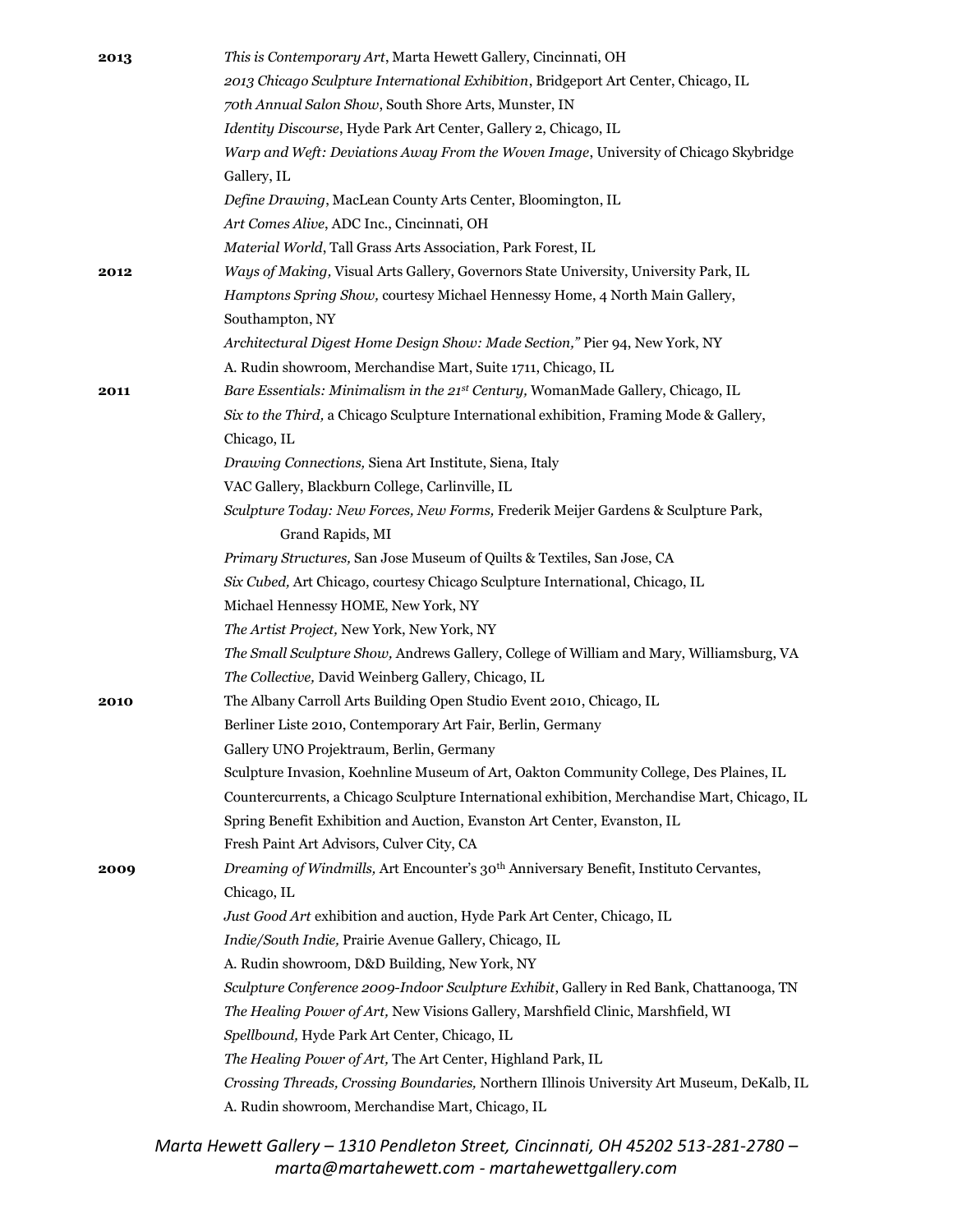**2013**

- *This is Contemporary Art*, Marta Hewett Gallery, Cincinnati, OH
- *2013 Chicago Sculpture International Exhibition*, Bridgeport Art Center, Chicago, IL
- *70th Annual Salon Show,* South Shore Arts, Munster, IN
- *Identity Discourse*, Hyde Park Art Center, Gallery 2, Chicago, IL
- *Warp and Weft: Deviations Away From the Woven Image*, University of Chicago Skybridge Gallery, IL
- *Define Drawing*, MacLean County Arts Center, Bloomington, IL
- *Art Comes Alive*, ADC Inc., Cincinnati, OH
- *Material World*, Tall Grass Arts Association, Park Forest, IL

**2012**

- *Ways of Making,* Visual Arts Gallery, Governors State University, University Park, IL
- *Hamptons Spring Show,* courtesy Michael Hennessy Home, 4 North Main Gallery, Southampton, NY
- *Architectural Digest Home Design Show: Made Section,"* Pier 94, New York, NY
- A. Rudin showroom, Merchandise Mart, Suite 1711, Chicago, IL

**2011**

- *Bare Essentials: Minimalism in the 21st Century,* WomanMade Gallery, Chicago, IL
- *Six to the Third,* a Chicago Sculpture International exhibition, Framing Mode & Gallery, Chicago, IL
- *Drawing Connections,* Siena Art Institute, Siena, Italy
- VAC Gallery, Blackburn College, Carlinville, IL
- *Sculpture Today: New Forces, New Forms,* Frederik Meijer Gardens & Sculpture Park, Grand Rapids, MI
- *Primary Structures,* San Jose Museum of Quilts & Textiles, San Jose, CA
- *Six Cubed,* Art Chicago, courtesy Chicago Sculpture International, Chicago, IL
- Michael Hennessy HOME, New York, NY
- *The Artist Project,* New York, New York, NY
- *The Small Sculpture Show,* Andrews Gallery, College of William and Mary, Williamsburg, VA
- *The Collective,* David Weinberg Gallery, Chicago, IL

**2010**

- The Albany Carroll Arts Building Open Studio Event 2010, Chicago, IL
- Berliner Liste 2010, Contemporary Art Fair, Berlin, Germany
- Gallery UNO Projektraum, Berlin, Germany
- Sculpture Invasion, Koehnline Museum of Art, Oakton Community College, Des Plaines, IL
- Countercurrents, a Chicago Sculpture International exhibition, Merchandise Mart, Chicago, IL
- Spring Benefit Exhibition and Auction, Evanston Art Center, Evanston, IL
- Fresh Paint Art Advisors, Culver City, CA

**2009**

- *Dreaming of Windmills,* Art Encounter's 30th Anniversary Benefit, Instituto Cervantes, Chicago, IL
- *Just Good Art* exhibition and auction, Hyde Park Art Center, Chicago, IL
- *Indie/South Indie,* Prairie Avenue Gallery, Chicago, IL
- A. Rudin showroom, D&D Building, New York, NY
- *Sculpture Conference 2009-Indoor Sculpture Exhibit*, Gallery in Red Bank, Chattanooga, TN
- *The Healing Power of Art,* New Visions Gallery, Marshfield Clinic, Marshfield, WI
- *Spellbound,* Hyde Park Art Center, Chicago, IL
- *The Healing Power of Art,* The Art Center, Highland Park, IL
- *Crossing Threads, Crossing Boundaries,* Northern Illinois University Art Museum, DeKalb, IL
- A. Rudin showroom, Merchandise Mart, Chicago, IL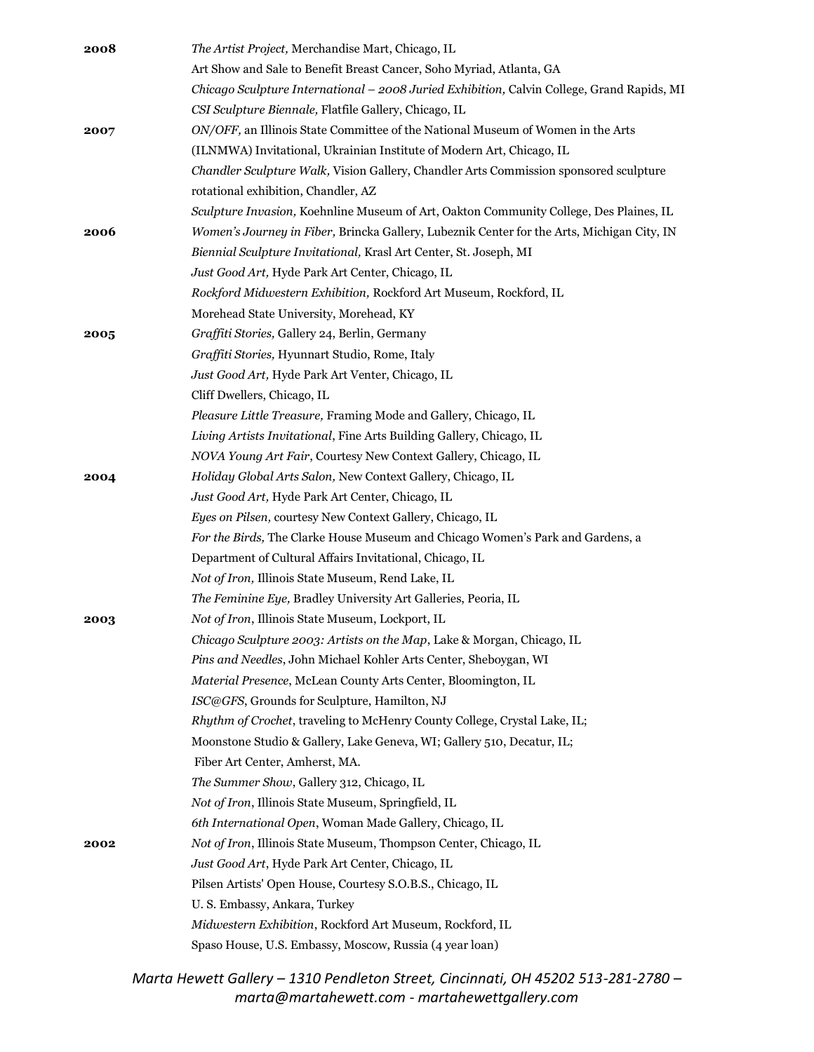**2008**

*The Artist Project,* Merchandise Mart, Chicago, IL
Art Show and Sale to Benefit Breast Cancer, Soho Myriad, Atlanta, GA
*Chicago Sculpture International – 2008 Juried Exhibition,* Calvin College, Grand Rapids, MI
*CSI Sculpture Biennale,* Flatfile Gallery, Chicago, IL

**2007**

*ON/OFF,* an Illinois State Committee of the National Museum of Women in the Arts (ILNMWA) Invitational, Ukrainian Institute of Modern Art, Chicago, IL
*Chandler Sculpture Walk,* Vision Gallery, Chandler Arts Commission sponsored sculpture rotational exhibition, Chandler, AZ
*Sculpture Invasion,* Koehnline Museum of Art, Oakton Community College, Des Plaines, IL

**2006**

*Women's Journey in Fiber,* Brincka Gallery, Lubeznik Center for the Arts, Michigan City, IN
*Biennial Sculpture Invitational,* Krasl Art Center, St. Joseph, MI
*Just Good Art,* Hyde Park Art Center, Chicago, IL
*Rockford Midwestern Exhibition,* Rockford Art Museum, Rockford, IL
Morehead State University, Morehead, KY

**2005**

*Graffiti Stories,* Gallery 24, Berlin, Germany
*Graffiti Stories,* Hyunnart Studio, Rome, Italy
*Just Good Art,* Hyde Park Art Venter, Chicago, IL
Cliff Dwellers, Chicago, IL
*Pleasure Little Treasure,* Framing Mode and Gallery, Chicago, IL
*Living Artists Invitational*, Fine Arts Building Gallery, Chicago, IL
*NOVA Young Art Fair*, Courtesy New Context Gallery, Chicago, IL

**2004**

*Holiday Global Arts Salon,* New Context Gallery, Chicago, IL
*Just Good Art,* Hyde Park Art Center, Chicago, IL
*Eyes on Pilsen,* courtesy New Context Gallery, Chicago, IL
*For the Birds,* The Clarke House Museum and Chicago Women's Park and Gardens, a Department of Cultural Affairs Invitational, Chicago, IL
*Not of Iron,* Illinois State Museum, Rend Lake, IL
*The Feminine Eye,* Bradley University Art Galleries, Peoria, IL

**2003**

*Not of Iron*, Illinois State Museum, Lockport, IL
*Chicago Sculpture 2003: Artists on the Map*, Lake & Morgan, Chicago, IL
*Pins and Needles*, John Michael Kohler Arts Center, Sheboygan, WI
*Material Presence*, McLean County Arts Center, Bloomington, IL
*ISC@GFS*, Grounds for Sculpture, Hamilton, NJ
*Rhythm of Crochet*, traveling to McHenry County College, Crystal Lake, IL; Moonstone Studio & Gallery, Lake Geneva, WI; Gallery 510, Decatur, IL; Fiber Art Center, Amherst, MA.
*The Summer Show*, Gallery 312, Chicago, IL
*Not of Iron*, Illinois State Museum, Springfield, IL
*6th International Open*, Woman Made Gallery, Chicago, IL

**2002**

*Not of Iron*, Illinois State Museum, Thompson Center, Chicago, IL
*Just Good Art*, Hyde Park Art Center, Chicago, IL
Pilsen Artists' Open House, Courtesy S.O.B.S., Chicago, IL
U. S. Embassy, Ankara, Turkey
*Midwestern Exhibition*, Rockford Art Museum, Rockford, IL
Spaso House, U.S. Embassy, Moscow, Russia (4 year loan)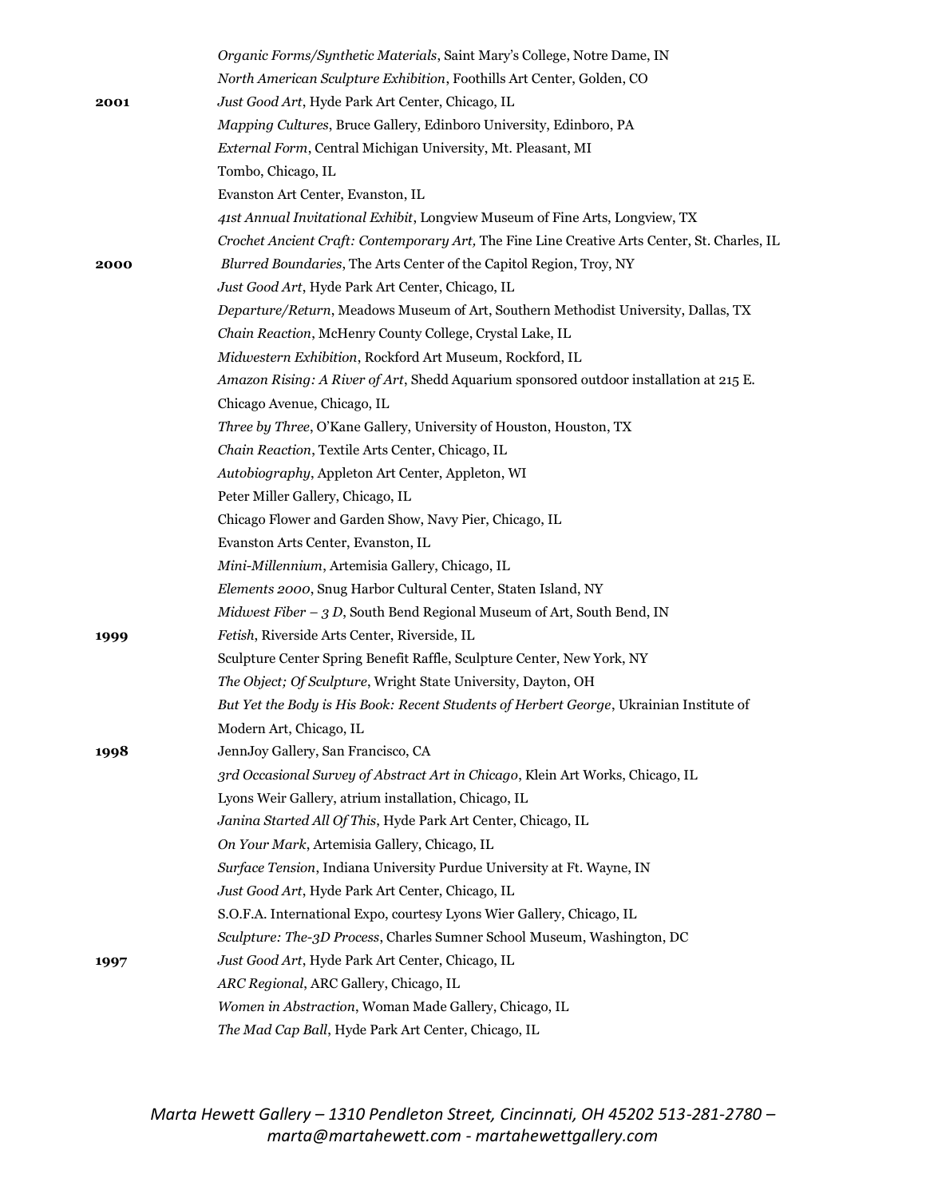*Organic Forms/Synthetic Materials*, Saint Mary's College, Notre Dame, IN
*North American Sculpture Exhibition*, Foothills Art Center, Golden, CO

**2001**
*Just Good Art*, Hyde Park Art Center, Chicago, IL
*Mapping Cultures*, Bruce Gallery, Edinboro University, Edinboro, PA
*External Form*, Central Michigan University, Mt. Pleasant, MI
Tombo, Chicago, IL
Evanston Art Center, Evanston, IL
*41st Annual Invitational Exhibit*, Longview Museum of Fine Arts, Longview, TX
*Crochet Ancient Craft: Contemporary Art,* The Fine Line Creative Arts Center, St. Charles, IL

**2000**
*Blurred Boundaries*, The Arts Center of the Capitol Region, Troy, NY
*Just Good Art*, Hyde Park Art Center, Chicago, IL
*Departure/Return*, Meadows Museum of Art, Southern Methodist University, Dallas, TX
*Chain Reaction*, McHenry County College, Crystal Lake, IL
*Midwestern Exhibition*, Rockford Art Museum, Rockford, IL
*Amazon Rising: A River of Art*, Shedd Aquarium sponsored outdoor installation at 215 E. Chicago Avenue, Chicago, IL
*Three by Three*, O'Kane Gallery, University of Houston, Houston, TX
*Chain Reaction*, Textile Arts Center, Chicago, IL
*Autobiography*, Appleton Art Center, Appleton, WI
Peter Miller Gallery, Chicago, IL
Chicago Flower and Garden Show, Navy Pier, Chicago, IL
Evanston Arts Center, Evanston, IL
*Mini-Millennium*, Artemisia Gallery, Chicago, IL
*Elements 2000*, Snug Harbor Cultural Center, Staten Island, NY
*Midwest Fiber – 3 D*, South Bend Regional Museum of Art, South Bend, IN

**1999**
*Fetish*, Riverside Arts Center, Riverside, IL
Sculpture Center Spring Benefit Raffle, Sculpture Center, New York, NY
*The Object; Of Sculpture*, Wright State University, Dayton, OH
*But Yet the Body is His Book: Recent Students of Herbert George*, Ukrainian Institute of Modern Art, Chicago, IL

**1998**
JennJoy Gallery, San Francisco, CA
*3rd Occasional Survey of Abstract Art in Chicago*, Klein Art Works, Chicago, IL
Lyons Weir Gallery, atrium installation, Chicago, IL
*Janina Started All Of This*, Hyde Park Art Center, Chicago, IL
*On Your Mark*, Artemisia Gallery, Chicago, IL
*Surface Tension*, Indiana University Purdue University at Ft. Wayne, IN
*Just Good Art*, Hyde Park Art Center, Chicago, IL
S.O.F.A. International Expo, courtesy Lyons Wier Gallery, Chicago, IL
*Sculpture: The-3D Process*, Charles Sumner School Museum, Washington, DC

**1997**
*Just Good Art*, Hyde Park Art Center, Chicago, IL
*ARC Regional*, ARC Gallery, Chicago, IL
*Women in Abstraction*, Woman Made Gallery, Chicago, IL
*The Mad Cap Ball*, Hyde Park Art Center, Chicago, IL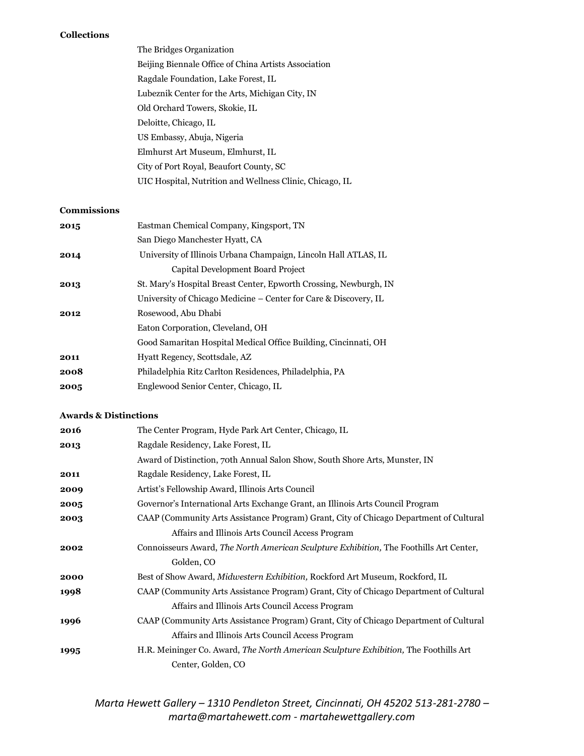**Collections**

The Bridges Organization
Beijing Biennale Office of China Artists Association
Ragdale Foundation, Lake Forest, IL
Lubeznik Center for the Arts, Michigan City, IN
Old Orchard Towers, Skokie, IL
Deloitte, Chicago, IL
US Embassy, Abuja, Nigeria
Elmhurst Art Museum, Elmhurst, IL
City of Port Royal, Beaufort County, SC
UIC Hospital, Nutrition and Wellness Clinic, Chicago, IL

**Commissions**

| | |
|---|---|
| **2015** | Eastman Chemical Company, Kingsport, TN |
| | San Diego Manchester Hyatt, CA |
| **2014** | University of Illinois Urbana Champaign, Lincoln Hall ATLAS, IL Capital Development Board Project |
| **2013** | St. Mary's Hospital Breast Center, Epworth Crossing, Newburgh, IN |
| | University of Chicago Medicine – Center for Care & Discovery, IL |
| **2012** | Rosewood, Abu Dhabi |
| | Eaton Corporation, Cleveland, OH |
| | Good Samaritan Hospital Medical Office Building, Cincinnati, OH |
| **2011** | Hyatt Regency, Scottsdale, AZ |
| **2008** | Philadelphia Ritz Carlton Residences, Philadelphia, PA |
| **2005** | Englewood Senior Center, Chicago, IL |

**Awards & Distinctions**

| | |
|---|---|
| **2016** | The Center Program, Hyde Park Art Center, Chicago, IL |
| **2013** | Ragdale Residency, Lake Forest, IL |
| | Award of Distinction, 70th Annual Salon Show, South Shore Arts, Munster, IN |
| **2011** | Ragdale Residency, Lake Forest, IL |
| **2009** | Artist's Fellowship Award, Illinois Arts Council |
| **2005** | Governor's International Arts Exchange Grant, an Illinois Arts Council Program |
| **2003** | CAAP (Community Arts Assistance Program) Grant, City of Chicago Department of Cultural Affairs and Illinois Arts Council Access Program |
| **2002** | Connoisseurs Award, *The North American Sculpture Exhibition,* The Foothills Art Center, Golden, CO |
| **2000** | Best of Show Award, *Midwestern Exhibition,* Rockford Art Museum, Rockford, IL |
| **1998** | CAAP (Community Arts Assistance Program) Grant, City of Chicago Department of Cultural Affairs and Illinois Arts Council Access Program |
| **1996** | CAAP (Community Arts Assistance Program) Grant, City of Chicago Department of Cultural Affairs and Illinois Arts Council Access Program |
| **1995** | H.R. Meininger Co. Award, *The North American Sculpture Exhibition,* The Foothills Art Center, Golden, CO |